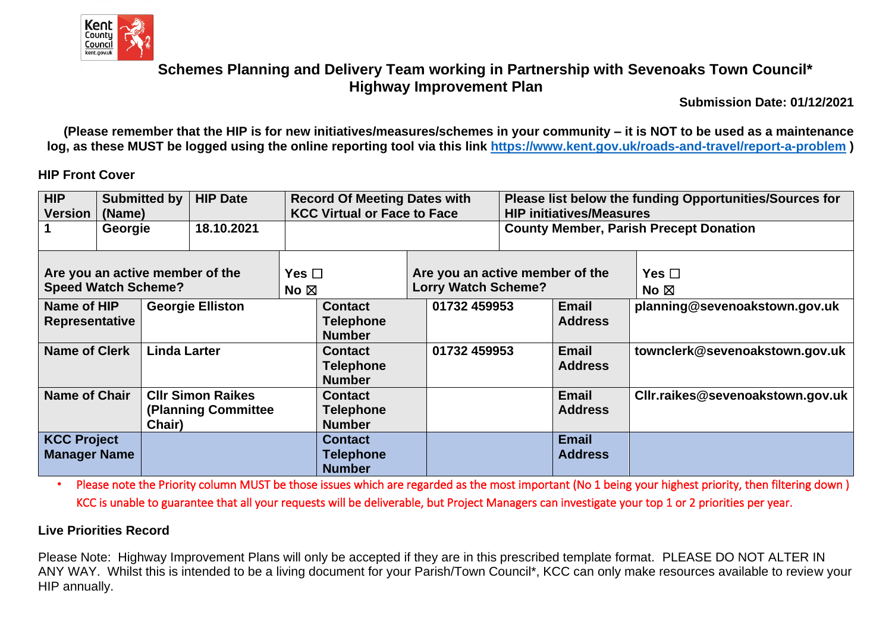**Schemes Planning and Delivery Team working in Partnership with Sevenoaks Town Council***
**Highway Improvement Plan**

**Submission Date: 01/12/2021**

**(Please remember that the HIP is for new initiatives/measures/schemes in your community – it is NOT to be used as a maintenance log, as these MUST be logged using the online reporting tool via this link https://www.kent.gov.uk/roads-and-travel/report-a-problem )**

**HIP Front Cover**

| HIP Version | Submitted by (Name) | HIP Date | Record Of Meeting Dates with KCC Virtual or Face to Face | Please list below the funding Opportunities/Sources for HIP initiatives/Measures |
|---|---|---|---|---|
| 1 | Georgie | 18.10.2021 | | County Member, Parish Precept Donation |

| Are you an active member of the Speed Watch Scheme? | Yes ☐ No ☒ | Are you an active member of the Lorry Watch Scheme? | Yes ☐ No ☒ |
|---|---|---|---|

| Name of HIP Representative | Georgie Elliston | Contact Telephone Number | 01732 459953 | Email Address | planning@sevenoakstown.gov.uk |
|---|---|---|---|---|---|
| Name of Clerk | Linda Larter | Contact Telephone Number | 01732 459953 | Email Address | townclerk@sevenoakstown.gov.uk |
| Name of Chair | Cllr Simon Raikes (Planning Committee Chair) | Contact Telephone Number | | Email Address | Cllr.raikes@sevenoakstown.gov.uk |
| KCC Project Manager Name | | Contact Telephone Number | | Email Address | |

- Please note the Priority column MUST be those issues which are regarded as the most important (No 1 being your highest priority, then filtering down ) KCC is unable to guarantee that all your requests will be deliverable, but Project Managers can investigate your top 1 or 2 priorities per year.

**Live Priorities Record**

Please Note: Highway Improvement Plans will only be accepted if they are in this prescribed template format. PLEASE DO NOT ALTER IN ANY WAY. Whilst this is intended to be a living document for your Parish/Town Council*, KCC can only make resources available to review your HIP annually.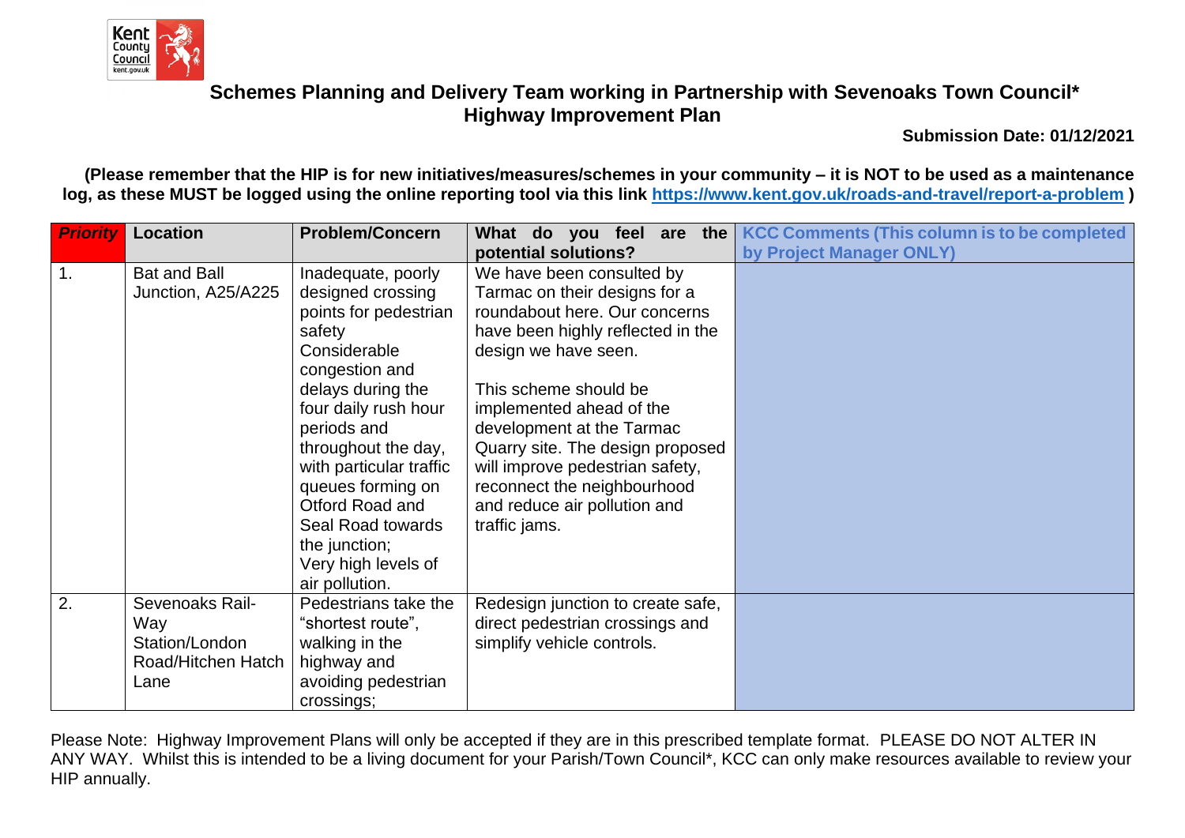## Schemes Planning and Delivery Team working in Partnership with Sevenoaks Town Council*
## Highway Improvement Plan

**Submission Date: 01/12/2021**

**(Please remember that the HIP is for new initiatives/measures/schemes in your community – it is NOT to be used as a maintenance log, as these MUST be logged using the online reporting tool via this link https://www.kent.gov.uk/roads-and-travel/report-a-problem )**

| *Priority* | Location | Problem/Concern | What do you feel are the potential solutions? | KCC Comments (This column is to be completed by Project Manager ONLY) |
|---|---|---|---|---|
| 1. | Bat and Ball Junction, A25/A225 | Inadequate, poorly designed crossing points for pedestrian safety<br>Considerable congestion and delays during the four daily rush hour periods and throughout the day, with particular traffic queues forming on Otford Road and Seal Road towards the junction;<br>Very high levels of air pollution. | We have been consulted by Tarmac on their designs for a roundabout here. Our concerns have been highly reflected in the design we have seen.<br><br>This scheme should be implemented ahead of the development at the Tarmac Quarry site. The design proposed will improve pedestrian safety, reconnect the neighbourhood and reduce air pollution and traffic jams. | |
| 2. | Sevenoaks Rail-Way Station/London Road/Hitchen Hatch Lane | Pedestrians take the "shortest route", walking in the highway and avoiding pedestrian crossings; | Redesign junction to create safe, direct pedestrian crossings and simplify vehicle controls. | |

Please Note: Highway Improvement Plans will only be accepted if they are in this prescribed template format. PLEASE DO NOT ALTER IN ANY WAY. Whilst this is intended to be a living document for your Parish/Town Council*, KCC can only make resources available to review your HIP annually.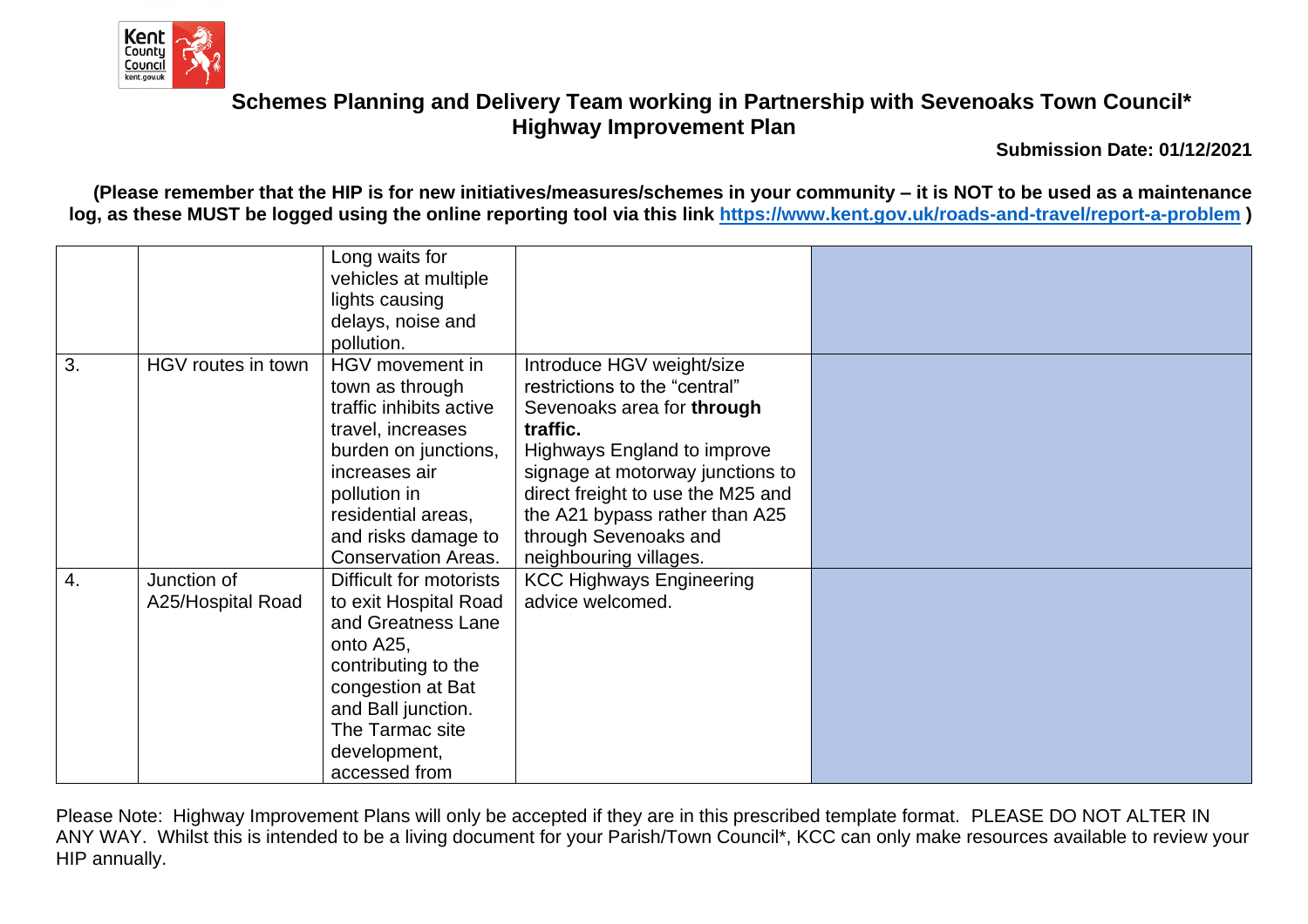## Schemes Planning and Delivery Team working in Partnership with Sevenoaks Town Council* Highway Improvement Plan

**Submission Date: 01/12/2021**

**(Please remember that the HIP is for new initiatives/measures/schemes in your community – it is NOT to be used as a maintenance log, as these MUST be logged using the online reporting tool via this link https://www.kent.gov.uk/roads-and-travel/report-a-problem )**

| | | | | |
|---|---|---|---|---|
| | | Long waits for vehicles at multiple lights causing delays, noise and pollution. | | |
| 3. | HGV routes in town | HGV movement in town as through traffic inhibits active travel, increases burden on junctions, increases air pollution in residential areas, and risks damage to Conservation Areas. | Introduce HGV weight/size restrictions to the "central" Sevenoaks area for **through traffic.** Highways England to improve signage at motorway junctions to direct freight to use the M25 and the A21 bypass rather than A25 through Sevenoaks and neighbouring villages. | |
| 4. | Junction of A25/Hospital Road | Difficult for motorists to exit Hospital Road and Greatness Lane onto A25, contributing to the congestion at Bat and Ball junction. The Tarmac site development, accessed from | KCC Highways Engineering advice welcomed. | |

Please Note: Highway Improvement Plans will only be accepted if they are in this prescribed template format. PLEASE DO NOT ALTER IN ANY WAY. Whilst this is intended to be a living document for your Parish/Town Council*, KCC can only make resources available to review your HIP annually.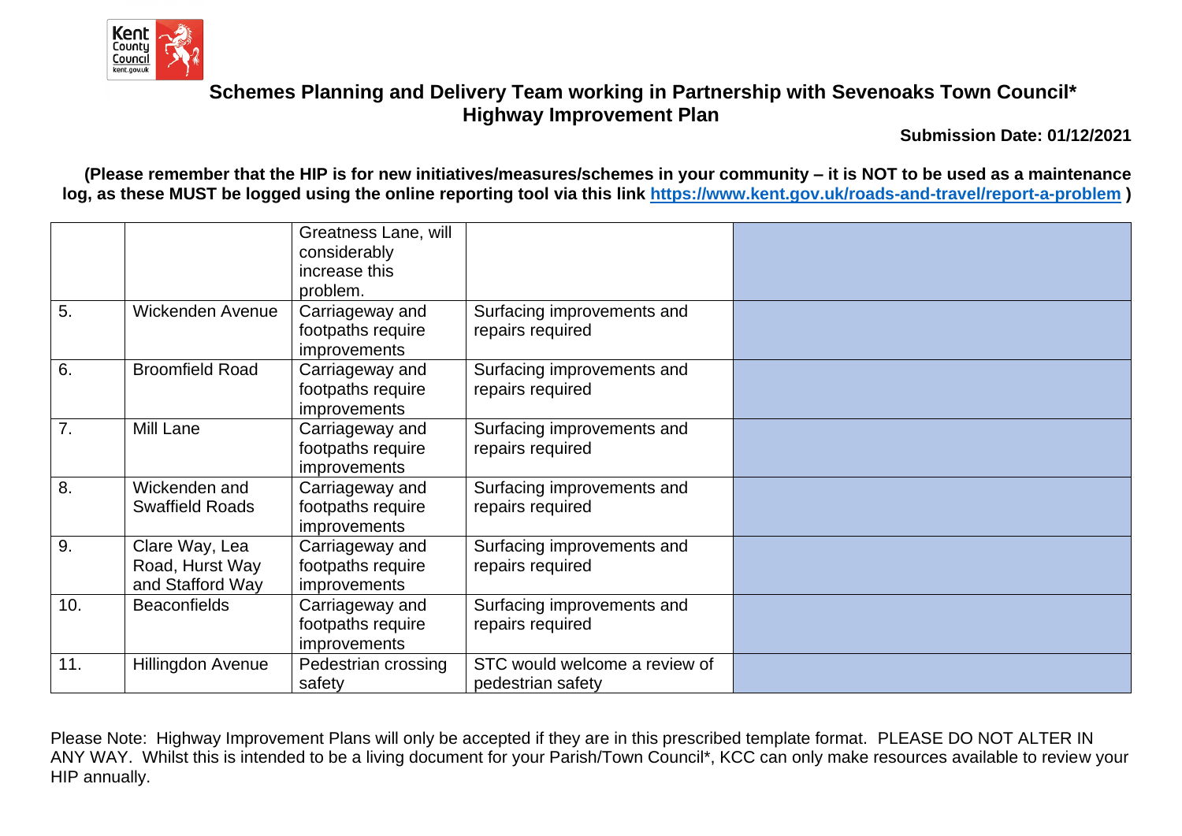**Schemes Planning and Delivery Team working in Partnership with Sevenoaks Town Council***
**Highway Improvement Plan**

**Submission Date: 01/12/2021**

**(Please remember that the HIP is for new initiatives/measures/schemes in your community – it is NOT to be used as a maintenance log, as these MUST be logged using the online reporting tool via this link https://www.kent.gov.uk/roads-and-travel/report-a-problem )**

| | | | | |
|---|---|---|---|---|
| | | Greatness Lane, will considerably increase this problem. | | |
| 5. | Wickenden Avenue | Carriageway and footpaths require improvements | Surfacing improvements and repairs required | |
| 6. | Broomfield Road | Carriageway and footpaths require improvements | Surfacing improvements and repairs required | |
| 7. | Mill Lane | Carriageway and footpaths require improvements | Surfacing improvements and repairs required | |
| 8. | Wickenden and Swaffield Roads | Carriageway and footpaths require improvements | Surfacing improvements and repairs required | |
| 9. | Clare Way, Lea Road, Hurst Way and Stafford Way | Carriageway and footpaths require improvements | Surfacing improvements and repairs required | |
| 10. | Beaconfields | Carriageway and footpaths require improvements | Surfacing improvements and repairs required | |
| 11. | Hillingdon Avenue | Pedestrian crossing safety | STC would welcome a review of pedestrian safety | |

Please Note: Highway Improvement Plans will only be accepted if they are in this prescribed template format. PLEASE DO NOT ALTER IN ANY WAY. Whilst this is intended to be a living document for your Parish/Town Council*, KCC can only make resources available to review your HIP annually.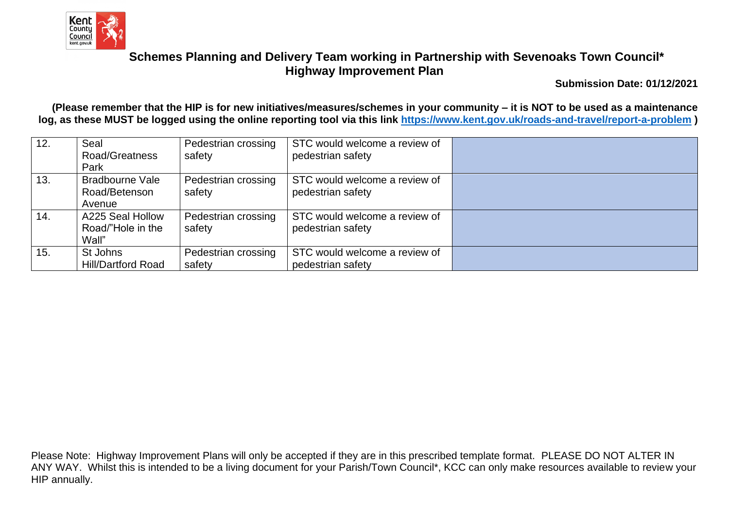## Schemes Planning and Delivery Team working in Partnership with Sevenoaks Town Council* Highway Improvement Plan

**Submission Date: 01/12/2021**

**(Please remember that the HIP is for new initiatives/measures/schemes in your community – it is NOT to be used as a maintenance log, as these MUST be logged using the online reporting tool via this link [https://www.kent.gov.uk/roads-and-travel/report-a-problem](https://www.kent.gov.uk/roads-and-travel/report-a-problem) )**

| | | | | |
|---|---|---|---|---|
| 12. | Seal Road/Greatness Park | Pedestrian crossing safety | STC would welcome a review of pedestrian safety | |
| 13. | Bradbourne Vale Road/Betenson Avenue | Pedestrian crossing safety | STC would welcome a review of pedestrian safety | |
| 14. | A225 Seal Hollow Road/"Hole in the Wall" | Pedestrian crossing safety | STC would welcome a review of pedestrian safety | |
| 15. | St Johns Hill/Dartford Road | Pedestrian crossing safety | STC would welcome a review of pedestrian safety | |

Please Note: Highway Improvement Plans will only be accepted if they are in this prescribed template format. PLEASE DO NOT ALTER IN ANY WAY. Whilst this is intended to be a living document for your Parish/Town Council*, KCC can only make resources available to review your HIP annually.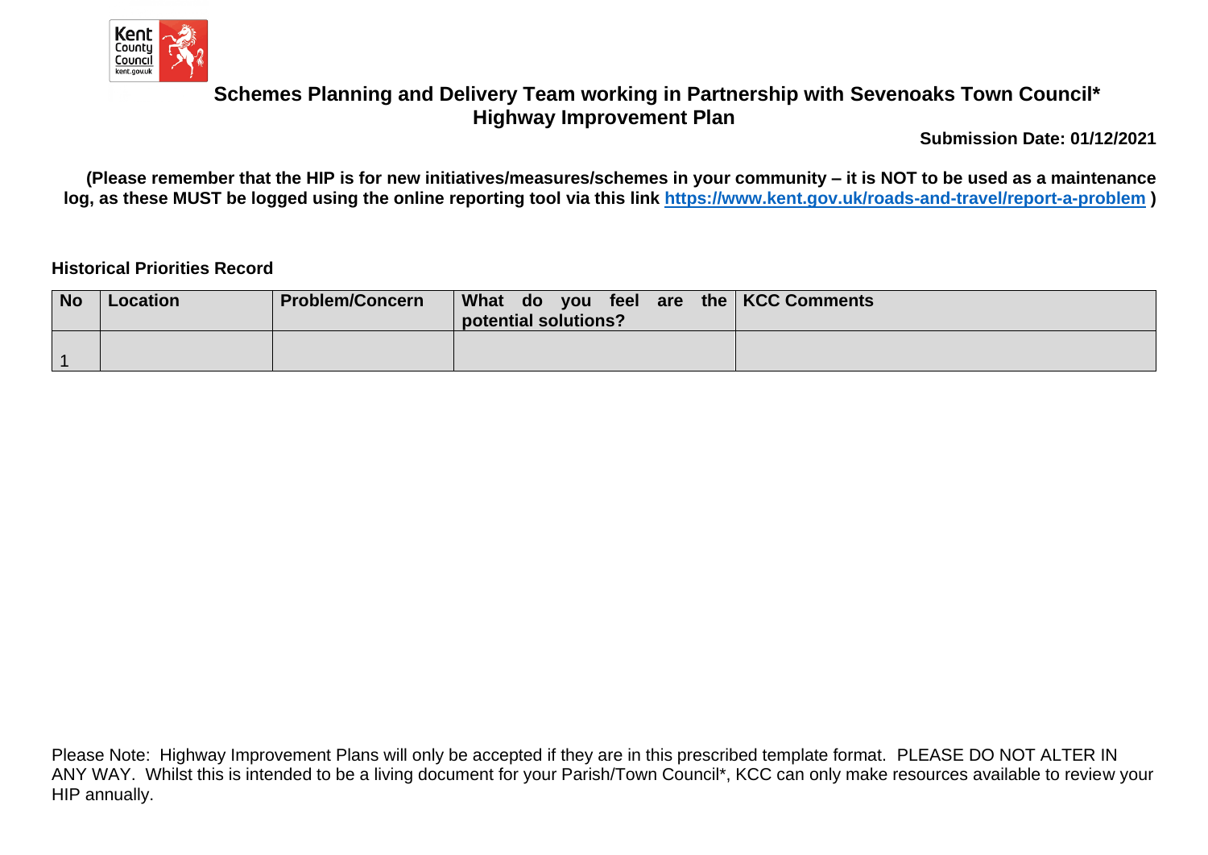**Schemes Planning and Delivery Team working in Partnership with Sevenoaks Town Council***
**Highway Improvement Plan**

**Submission Date: 01/12/2021**

**(Please remember that the HIP is for new initiatives/measures/schemes in your community – it is NOT to be used as a maintenance log, as these MUST be logged using the online reporting tool via this link https://www.kent.gov.uk/roads-and-travel/report-a-problem )**

**Historical Priorities Record**

| No | Location | Problem/Concern | What do you feel are the potential solutions? | KCC Comments |
|---|---|---|---|---|
| 1 | | | | |

Please Note: Highway Improvement Plans will only be accepted if they are in this prescribed template format. PLEASE DO NOT ALTER IN ANY WAY. Whilst this is intended to be a living document for your Parish/Town Council*, KCC can only make resources available to review your HIP annually.